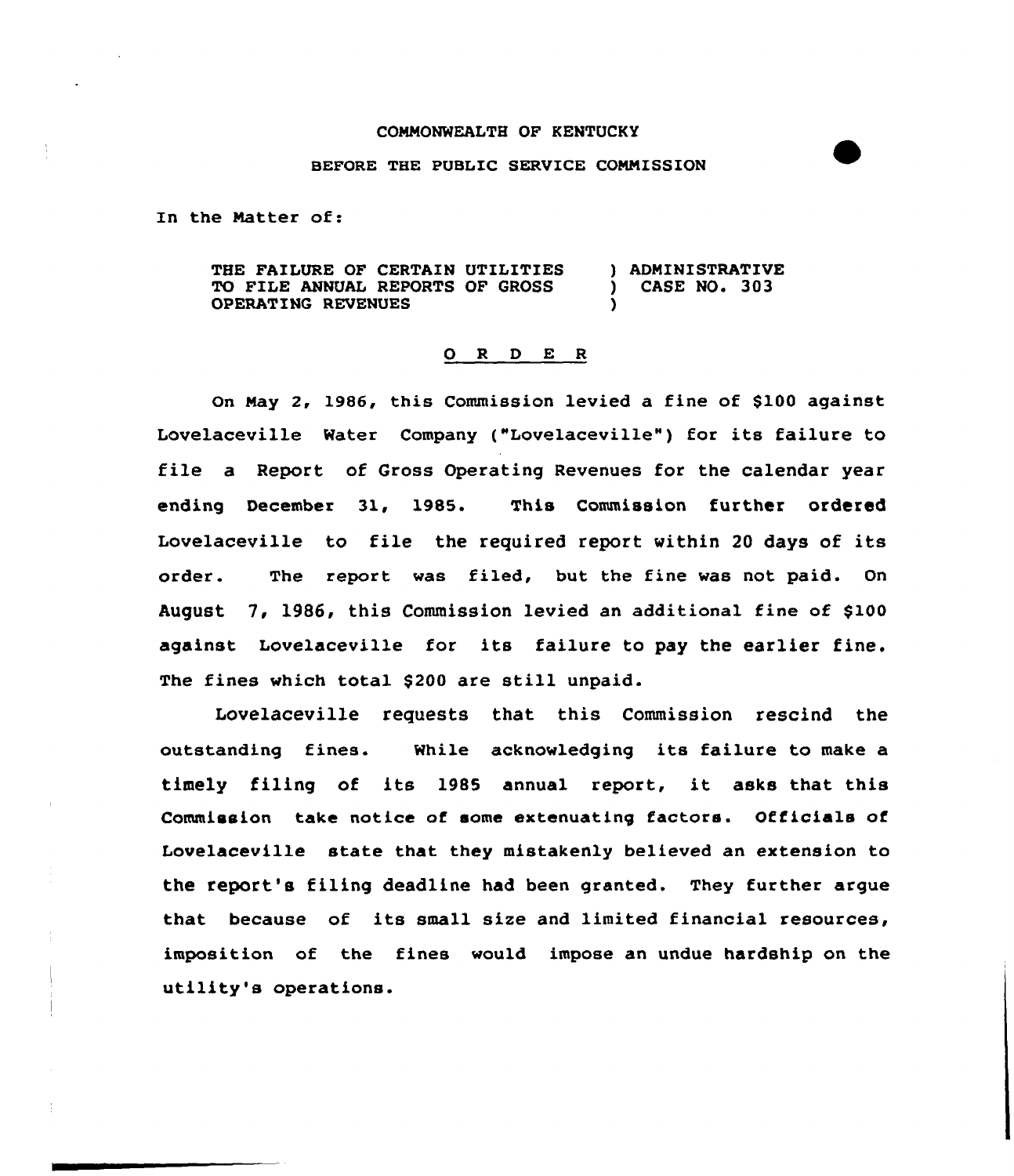COMMONWEALTH OF KENTUCKY

BEFORE THE PUBLIC SERVICE COMMISSION

In the Matter of:

THE FAILURE OF CERTAIN UTILITIES TO FILE ANNUAL REPORTS OF GROSS OPERATING REVENUES ) ADMINISTRATIVE CASE NO. 303

## O R D E R

On May 2, 1986, this Commission levied a fine of $100 against Lovelaceville Water Company ("Lovelaceville") for its failure to file a Report of Gross Operating Revenues for the calendar year ending December 31, 1985. This Commission further ordered Lovelaceville to file the required report within 20 days of its order. The report was filed, but the fine was not paid. On August 7, 1986, this Commission levied an additional fine of $100 against Lovelaceville for its failure to pay the earlier fine. The fines which total $200 are still unpaid.

Lovelaceville requests that this Commission rescind the outstanding fines. While acknowledging its failure to make a timely filing of its 1985 annual report, it asks that this Commission take notice of some extenuating factors. Officials of Lovelaceville state that they mistakenly believed an extension to the report's filing deadline had been granted. They further argue that because of its small size and limited financial resources, imposition of the fines would impose an undue hardship on the utility's operations.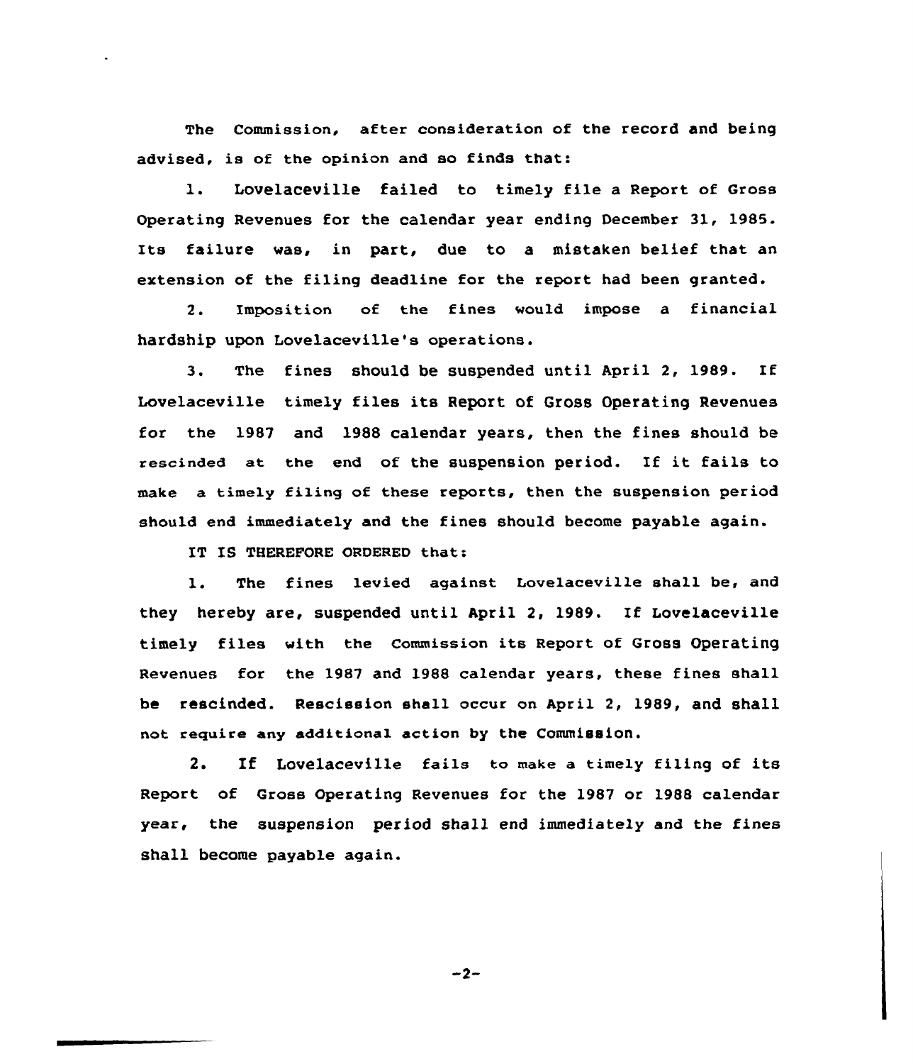The Commission, after consideration of the record and being advised, is of the opinion and so finds that:

1. Lovelaceville failed to timely file a Report of Gross Operating Revenues for the calendar year ending December 31, 1985. Its failure was, in part, due to a mistaken belief that an extension of the filing deadline for the report had been granted.

2. Imposition of the fines would impose a financial hardship upon Lovelaceville's operations.

3. The fines should be suspended until April 2, 1989. If Lovelaceville timely files its Report of Gross Operating Revenues for the 1987 and 1988 calendar years, then the fines should be rescinded at the end of the suspension period. If it fails to make a timely filing of these reports, then the suspension period should end immediately and the fines should become payable again.

IT IS THEREFORE ORDERED that:

1. The fines levied against Lovelaceville shall be, and they hereby are, suspended until April 2, 1989. If Lovelaceville timely files with the Commission its Report of Gross Operating Revenues for the 1987 and 1988 calendar years, these fines shall be rescinded. Rescission shall occur on April 2, 1989, and shall not require any additional action by the Commission.

2. If Lovelaceville fails to make a timely filing of its Report of Gross Operating Revenues for the 1987 or 1988 calendar year, the suspension period shall end immediately and the fines shall become payable again.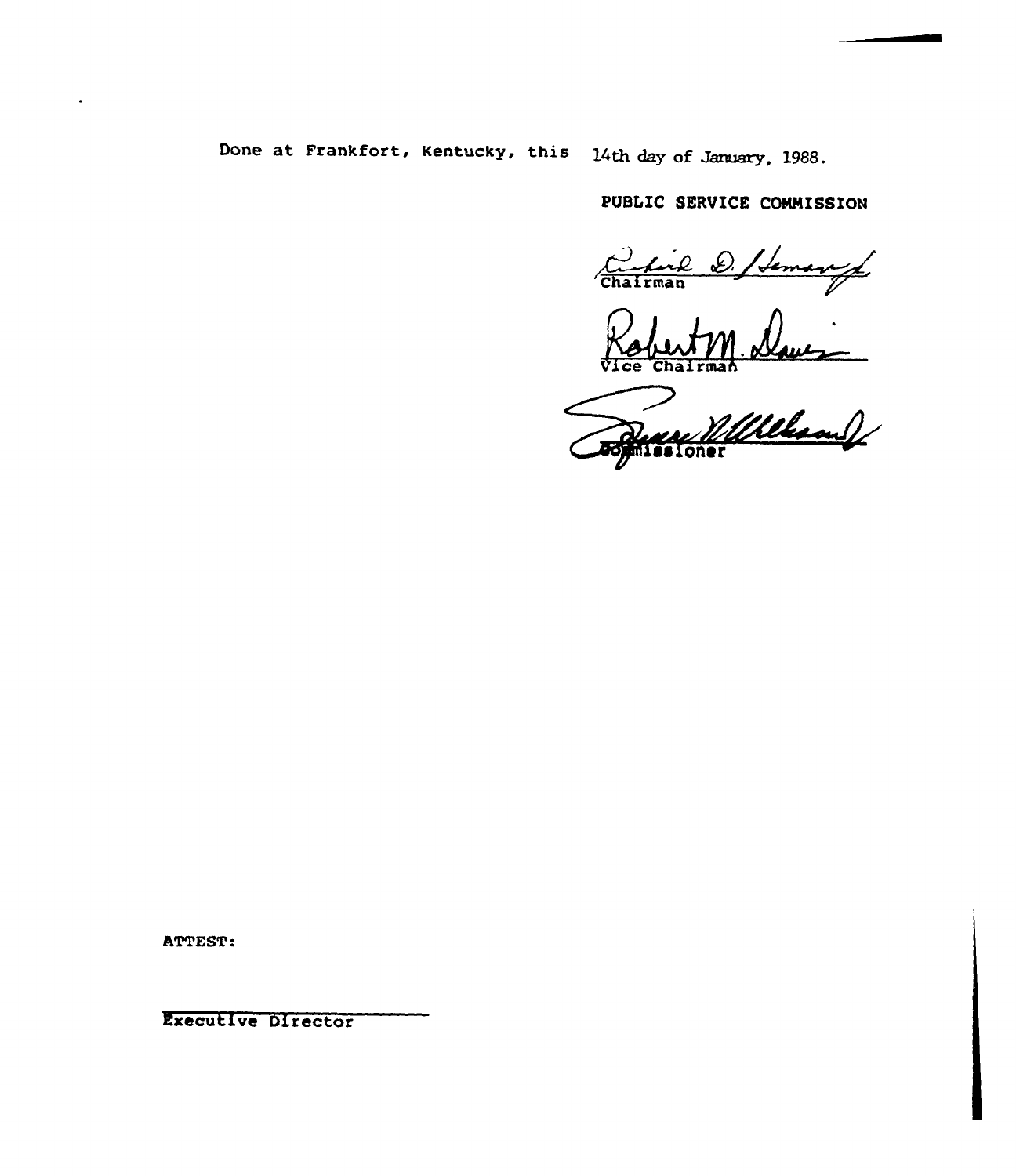Done at Frankfort, Kentucky, this 14th day of January, 1988.

PUBLIC SERVICE COMMISSION

Chairman

Vice Chairman

Commissioner

ATTEST:

Executive Director